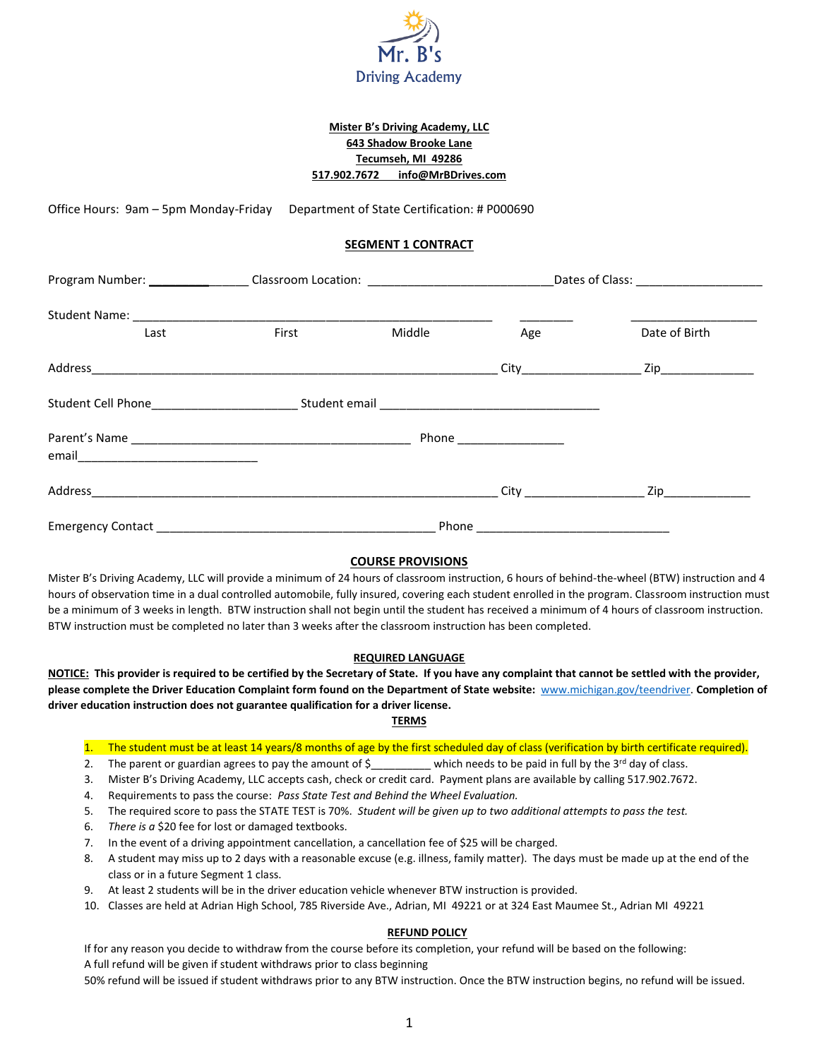Mr. B's Driving Academy

**Mister B's Driving Academy, LLC**
**643 Shadow Brooke Lane**
**Tecumseh, MI 49286**
**517.902.7672 info@MrBDrives.com**

Office Hours: 9am – 5pm Monday-Friday Department of State Certification: # P000690

## SEGMENT 1 CONTRACT

Program Number: ________________ Classroom Location: ___________________________ Dates of Class: ___________________

Student Name: ______________________________________________________ ________ ___________________

Last First Middle Age Date of Birth

Address_____________________________________________________________ City_________________ Zip______________

Student Cell Phone______________________ Student email _________________________________

Parent's Name __________________________________________ Phone ________________

email___________________________

Address_____________________________________________________________ City __________________ Zip______________

Emergency Contact __________________________________________ Phone _____________________________

### COURSE PROVISIONS

Mister B's Driving Academy, LLC will provide a minimum of 24 hours of classroom instruction, 6 hours of behind-the-wheel (BTW) instruction and 4 hours of observation time in a dual controlled automobile, fully insured, covering each student enrolled in the program. Classroom instruction must be a minimum of 3 weeks in length. BTW instruction shall not begin until the student has received a minimum of 4 hours of classroom instruction. BTW instruction must be completed no later than 3 weeks after the classroom instruction has been completed.

### REQUIRED LANGUAGE

**NOTICE: This provider is required to be certified by the Secretary of State. If you have any complaint that cannot be settled with the provider, please complete the Driver Education Complaint form found on the Department of State website: [www.michigan.gov/teendriver](www.michigan.gov/teendriver). Completion of driver education instruction does not guarantee qualification for a driver license.**

### TERMS

1. The student must be at least 14 years/8 months of age by the first scheduled day of class (verification by birth certificate required).
2. The parent or guardian agrees to pay the amount of $__________ which needs to be paid in full by the 3rd day of class.
3. Mister B's Driving Academy, LLC accepts cash, check or credit card. Payment plans are available by calling 517.902.7672.
4. Requirements to pass the course: *Pass State Test and Behind the Wheel Evaluation.*
5. The required score to pass the STATE TEST is 70%. *Student will be given up to two additional attempts to pass the test.*
6. *There is a* $20 fee for lost or damaged textbooks.
7. In the event of a driving appointment cancellation, a cancellation fee of $25 will be charged.
8. A student may miss up to 2 days with a reasonable excuse (e.g. illness, family matter). The days must be made up at the end of the class or in a future Segment 1 class.
9. At least 2 students will be in the driver education vehicle whenever BTW instruction is provided.
10. Classes are held at Adrian High School, 785 Riverside Ave., Adrian, MI 49221 or at 324 East Maumee St., Adrian MI 49221

### REFUND POLICY

If for any reason you decide to withdraw from the course before its completion, your refund will be based on the following:
A full refund will be given if student withdraws prior to class beginning
50% refund will be issued if student withdraws prior to any BTW instruction. Once the BTW instruction begins, no refund will be issued.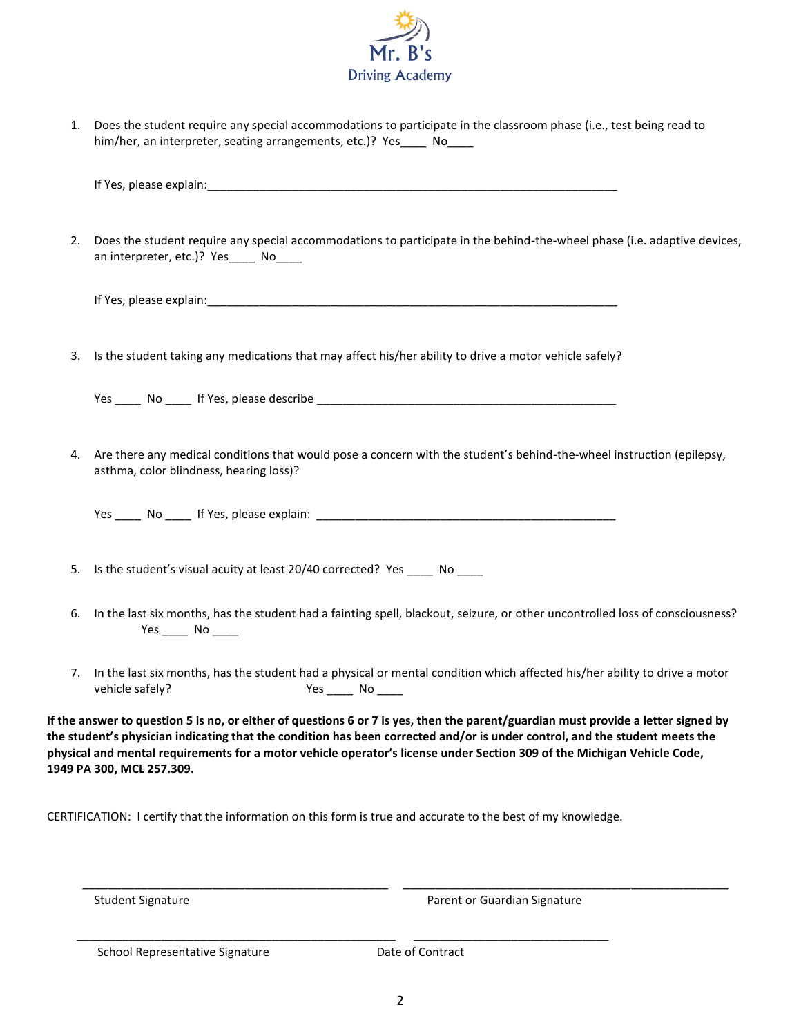Mr. B's
Driving Academy

1. Does the student require any special accommodations to participate in the classroom phase (i.e., test being read to him/her, an interpreter, seating arrangements, etc.)? Yes____ No____

   If Yes, please explain:_______________________________________________________________

2. Does the student require any special accommodations to participate in the behind-the-wheel phase (i.e. adaptive devices, an interpreter, etc.)? Yes____ No____

   If Yes, please explain:_______________________________________________________________

3. Is the student taking any medications that may affect his/her ability to drive a motor vehicle safely?

   Yes ____ No ____ If Yes, please describe ______________________________________________

4. Are there any medical conditions that would pose a concern with the student's behind-the-wheel instruction (epilepsy, asthma, color blindness, hearing loss)?

   Yes ____ No ____ If Yes, please explain: ______________________________________________

5. Is the student's visual acuity at least 20/40 corrected? Yes ____ No ____

6. In the last six months, has the student had a fainting spell, blackout, seizure, or other uncontrolled loss of consciousness?
   Yes ____ No ____

7. In the last six months, has the student had a physical or mental condition which affected his/her ability to drive a motor vehicle safely? Yes ____ No ____

**If the answer to question 5 is no, or either of questions 6 or 7 is yes, then the parent/guardian must provide a letter signed by the student's physician indicating that the condition has been corrected and/or is under control, and the student meets the physical and mental requirements for a motor vehicle operator's license under Section 309 of the Michigan Vehicle Code, 1949 PA 300, MCL 257.309.**

CERTIFICATION: I certify that the information on this form is true and accurate to the best of my knowledge.

_______________________________________ _______________________________________
Student Signature Parent or Guardian Signature

_______________________________________ ___________________________
School Representative Signature Date of Contract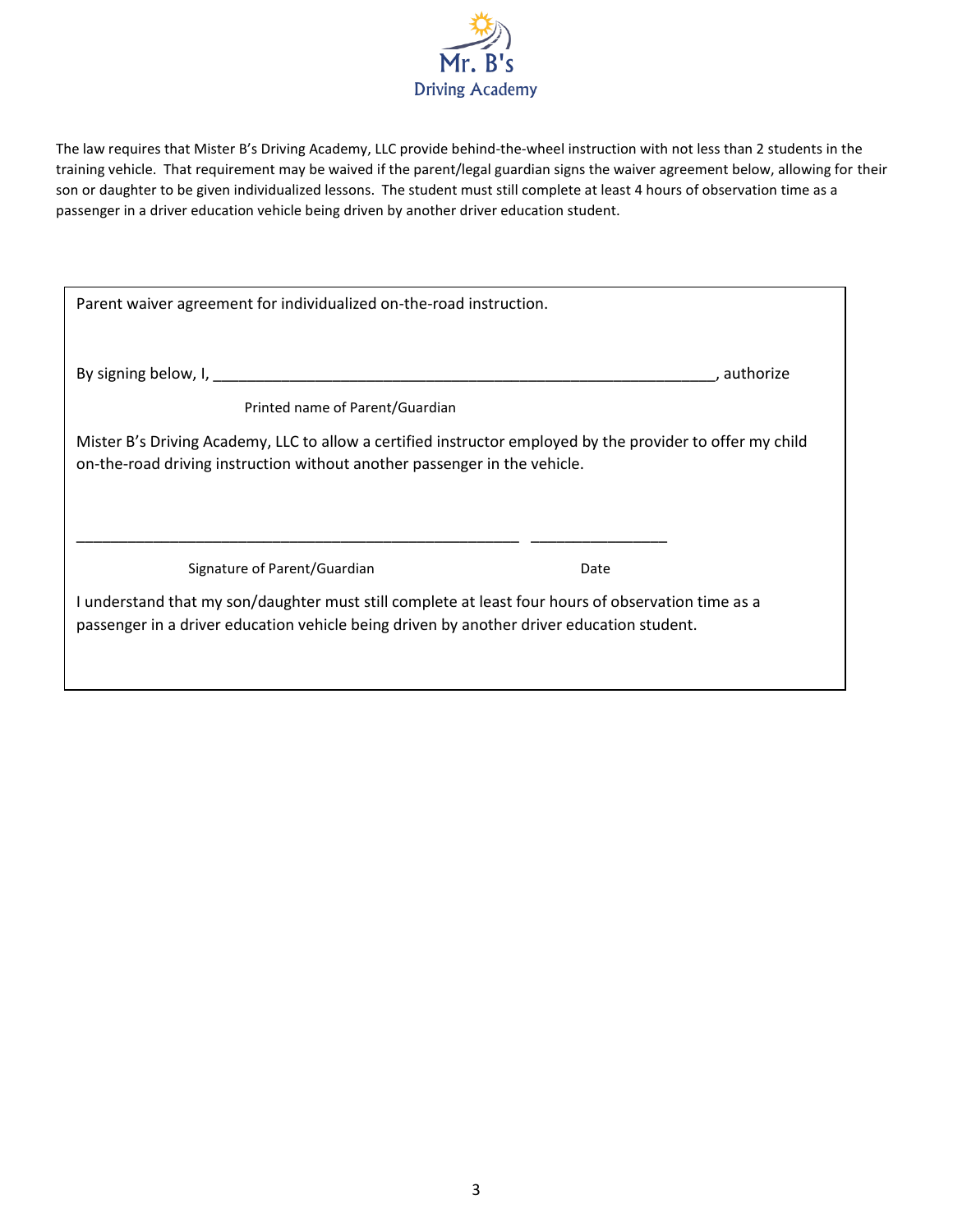Mr. B's

Driving Academy

The law requires that Mister B's Driving Academy, LLC provide behind-the-wheel instruction with not less than 2 students in the training vehicle. That requirement may be waived if the parent/legal guardian signs the waiver agreement below, allowing for their son or daughter to be given individualized lessons. The student must still complete at least 4 hours of observation time as a passenger in a driver education vehicle being driven by another driver education student.

Parent waiver agreement for individualized on-the-road instruction.

By signing below, I, _______________________________________________________________, authorize

Printed name of Parent/Guardian

Mister B's Driving Academy, LLC to allow a certified instructor employed by the provider to offer my child on-the-road driving instruction without another passenger in the vehicle.

________________________________________________________ _________________

Signature of Parent/Guardian Date

I understand that my son/daughter must still complete at least four hours of observation time as a passenger in a driver education vehicle being driven by another driver education student.